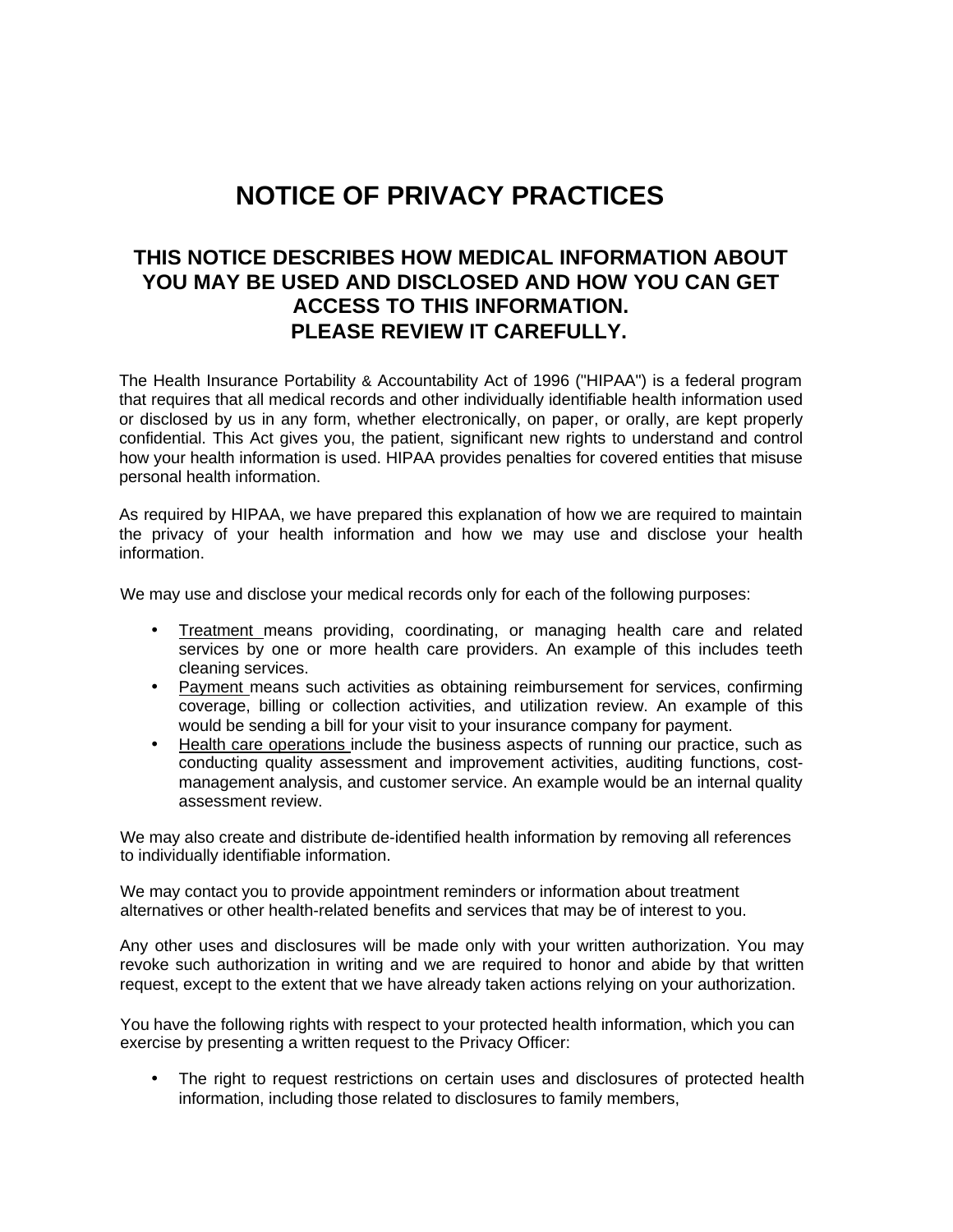# NOTICE OF PRIVACY PRACTICES

## THIS NOTICE DESCRIBES HOW MEDICAL INFORMATION ABOUT YOU MAY BE USED AND DISCLOSED AND HOW YOU CAN GET ACCESS TO THIS INFORMATION. PLEASE REVIEW IT CAREFULLY.

The Health Insurance Portability & Accountability Act of 1996 ("HIPAA") is a federal program that requires that all medical records and other individually identifiable health information used or disclosed by us in any form, whether electronically, on paper, or orally, are kept properly confidential. This Act gives you, the patient, significant new rights to understand and control how your health information is used. HIPAA provides penalties for covered entities that misuse personal health information.

As required by HIPAA, we have prepared this explanation of how we are required to maintain the privacy of your health information and how we may use and disclose your health information.

We may use and disclose your medical records only for each of the following purposes:

- Treatment means providing, coordinating, or managing health care and related services by one or more health care providers. An example of this includes teeth cleaning services.
- Payment means such activities as obtaining reimbursement for services, confirming coverage, billing or collection activities, and utilization review. An example of this would be sending a bill for your visit to your insurance company for payment.
- Health care operations include the business aspects of running our practice, such as conducting quality assessment and improvement activities, auditing functions, cost-management analysis, and customer service. An example would be an internal quality assessment review.

We may also create and distribute de-identified health information by removing all references to individually identifiable information.

We may contact you to provide appointment reminders or information about treatment alternatives or other health-related benefits and services that may be of interest to you.

Any other uses and disclosures will be made only with your written authorization. You may revoke such authorization in writing and we are required to honor and abide by that written request, except to the extent that we have already taken actions relying on your authorization.

You have the following rights with respect to your protected health information, which you can exercise by presenting a written request to the Privacy Officer:

- The right to request restrictions on certain uses and disclosures of protected health information, including those related to disclosures to family members,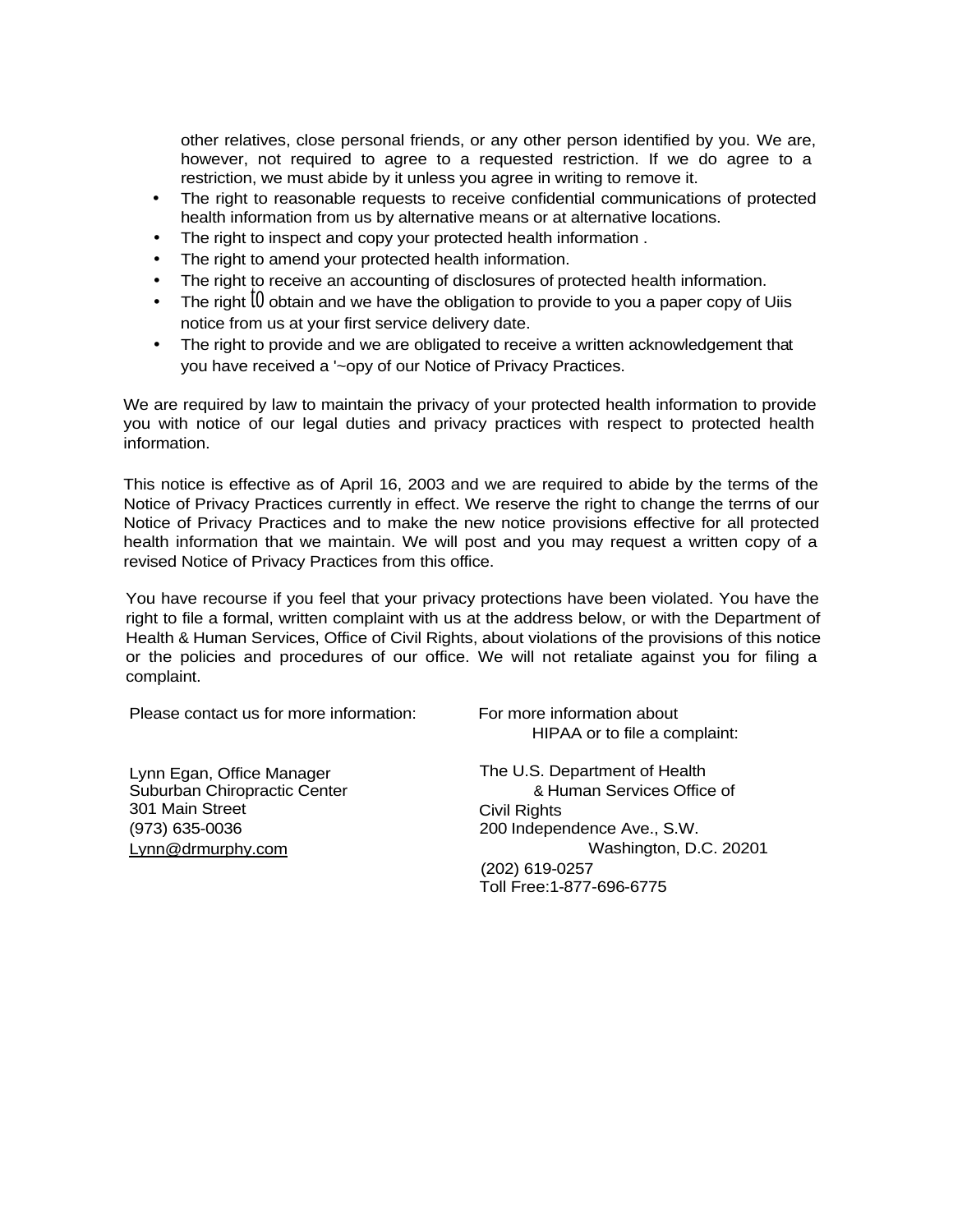other relatives, close personal friends, or any other person identified by you. We are, however, not required to agree to a requested restriction. If we do agree to a restriction, we must abide by it unless you agree in writing to remove it.

- The right to reasonable requests to receive confidential communications of protected health information from us by alternative means or at alternative locations.
- The right to inspect and copy your protected health information .
- The right to amend your protected health information.
- The right to receive an accounting of disclosures of protected health information.
- The right to obtain and we have the obligation to provide to you a paper copy of Uiis notice from us at your first service delivery date.
- The right to provide and we are obligated to receive a written acknowledgement that you have received a '~opy of our Notice of Privacy Practices.

We are required by law to maintain the privacy of your protected health information to provide you with notice of our legal duties and privacy practices with respect to protected health information.

This notice is effective as of April 16, 2003 and we are required to abide by the terms of the Notice of Privacy Practices currently in effect. We reserve the right to change the terrns of our Notice of Privacy Practices and to make the new notice provisions effective for all protected health information that we maintain. We will post and you may request a written copy of a revised Notice of Privacy Practices from this office.

You have recourse if you feel that your privacy protections have been violated. You have the right to file a formal, written complaint with us at the address below, or with the Department of Health & Human Services, Office of Civil Rights, about violations of the provisions of this notice or the policies and procedures of our office. We will not retaliate against you for filing a complaint.

Please contact us for more information:

Lynn Egan, Office Manager
Suburban Chiropractic Center
301 Main Street
(973) 635-0036
Lynn@drmurphy.com

For more information about HIPAA or to file a complaint:

The U.S. Department of Health & Human Services Office of Civil Rights
200 Independence Ave., S.W.
Washington, D.C. 20201
(202) 619-0257
Toll Free:1-877-696-6775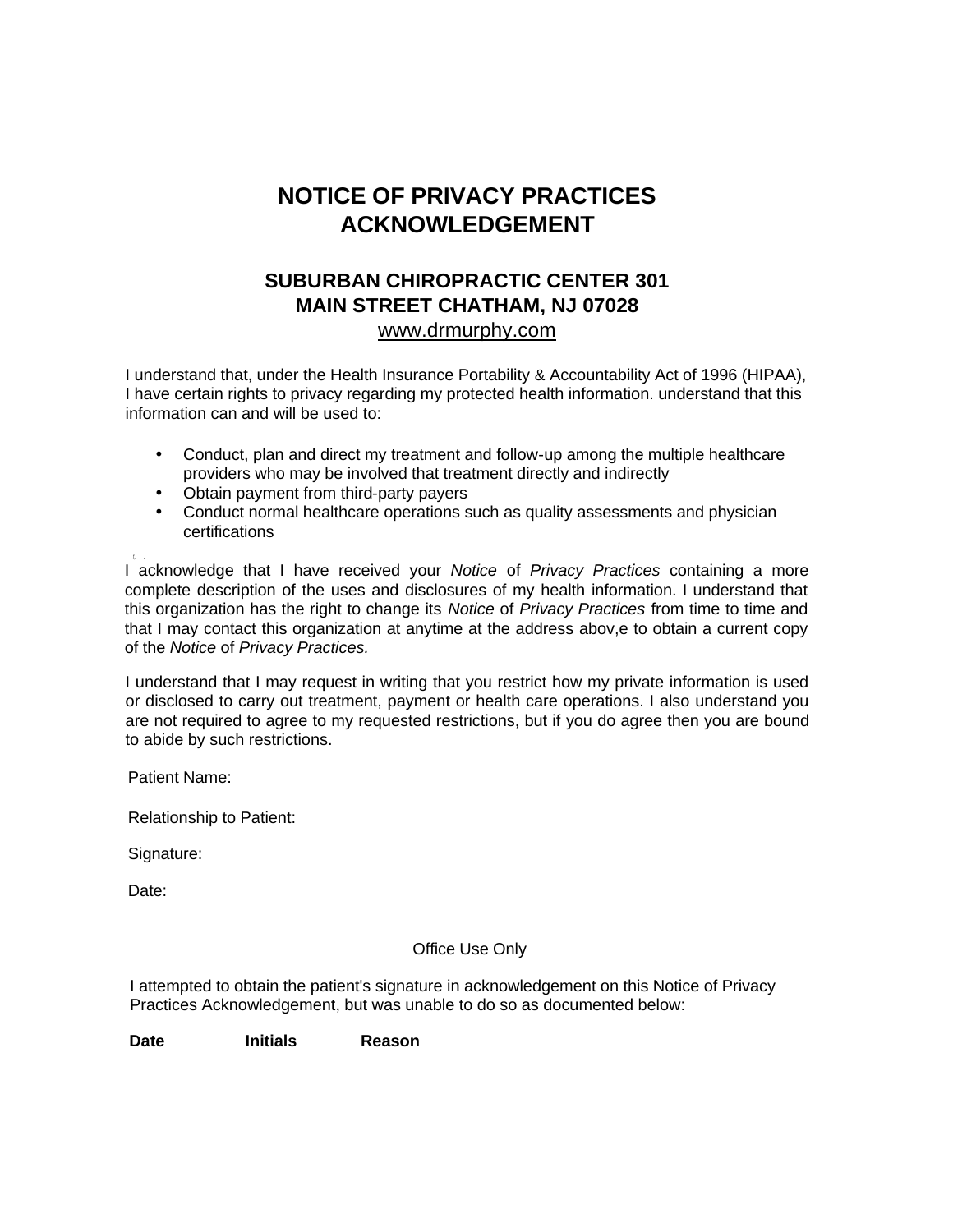# NOTICE OF PRIVACY PRACTICES ACKNOWLEDGEMENT

## SUBURBAN CHIROPRACTIC CENTER 301 MAIN STREET CHATHAM, NJ 07028

www.drmurphy.com

I understand that, under the Health Insurance Portability & Accountability Act of 1996 (HIPAA), I have certain rights to privacy regarding my protected health information. understand that this information can and will be used to:

- Conduct, plan and direct my treatment and follow-up among the multiple healthcare providers who may be involved that treatment directly and indirectly
- Obtain payment from third-party payers
- Conduct normal healthcare operations such as quality assessments and physician certifications

I acknowledge that I have received your *Notice* of *Privacy Practices* containing a more complete description of the uses and disclosures of my health information. I understand that this organization has the right to change its *Notice* of *Privacy Practices* from time to time and that I may contact this organization at anytime at the address abov,e to obtain a current copy of the *Notice* of *Privacy Practices.*

I understand that I may request in writing that you restrict how my private information is used or disclosed to carry out treatment, payment or health care operations. I also understand you are not required to agree to my requested restrictions, but if you do agree then you are bound to abide by such restrictions.

Patient Name:

Relationship to Patient:

Signature:

Date:

Office Use Only

I attempted to obtain the patient's signature in acknowledgement on this Notice of Privacy Practices Acknowledgement, but was unable to do so as documented below:

| **Date** | **Initials** | **Reason** |
|---|---|---|